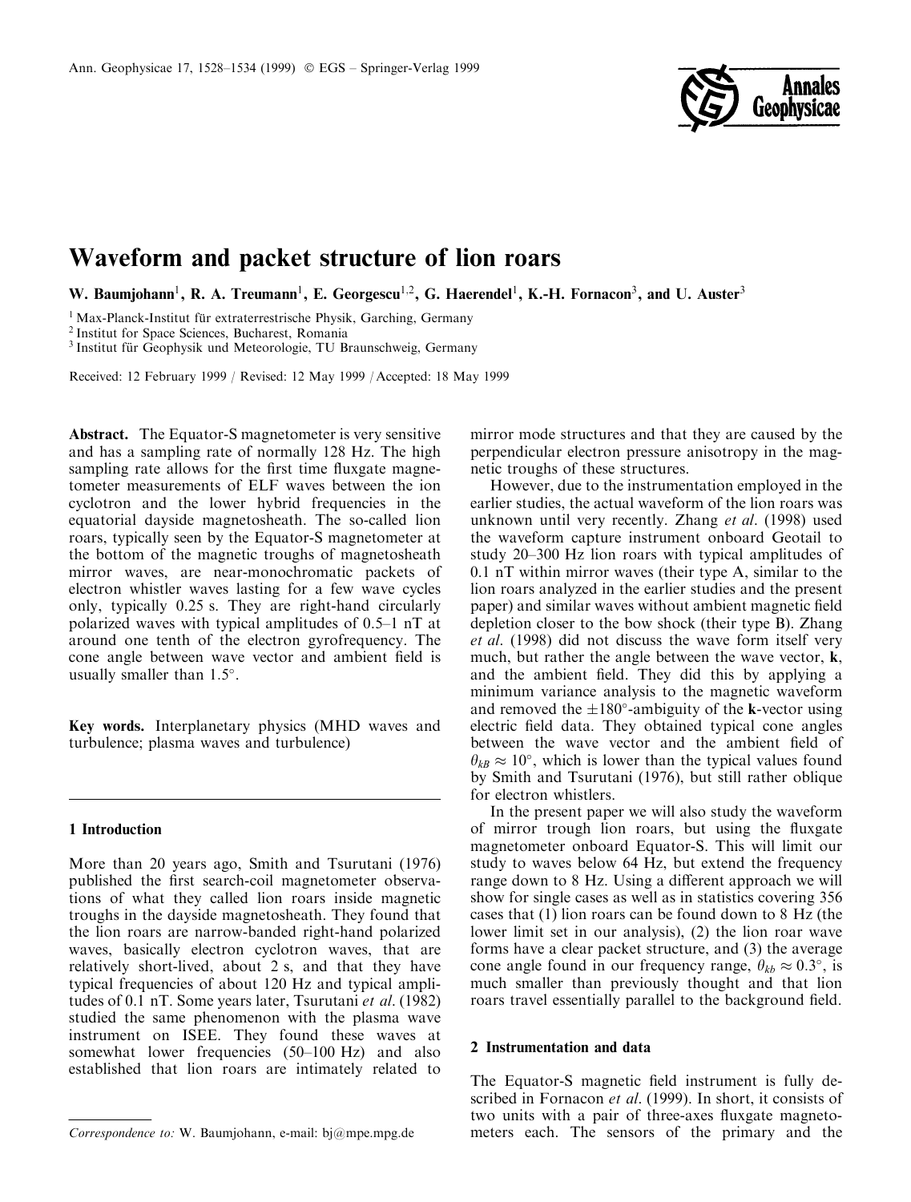# Waveform and packet structure of lion roars

W. Baumjohann[1], R. A. Treumann[1], E. Georgescu[1,2], G. Haerendel[1], K.-H. Fornacon[3], and U. Auster[3]

[1] Max-Planck-Institut für extraterrestrische Physik, Garching, Germany
[2] Institut for Space Sciences, Bucharest, Romania
[3] Institut für Geophysik und Meteorologie, TU Braunschweig, Germany

Received: 12 February 1999 / Revised: 12 May 1999 / Accepted: 18 May 1999

**Abstract.** The Equator-S magnetometer is very sensitive and has a sampling rate of normally 128 Hz. The high sampling rate allows for the first time fluxgate magnetometer measurements of ELF waves between the ion cyclotron and the lower hybrid frequencies in the equatorial dayside magnetosheath. The so-called lion roars, typically seen by the Equator-S magnetometer at the bottom of the magnetic troughs of magnetosheath mirror waves, are near-monochromatic packets of electron whistler waves lasting for a few wave cycles only, typically 0.25 s. They are right-hand circularly polarized waves with typical amplitudes of 0.5–1 nT at around one tenth of the electron gyrofrequency. The cone angle between wave vector and ambient field is usually smaller than 1.5°.

**Key words.** Interplanetary physics (MHD waves and turbulence; plasma waves and turbulence)

## 1 Introduction

More than 20 years ago, Smith and Tsurutani (1976) published the first search-coil magnetometer observations of what they called lion roars inside magnetic troughs in the dayside magnetosheath. They found that the lion roars are narrow-banded right-hand polarized waves, basically electron cyclotron waves, that are relatively short-lived, about 2 s, and that they have typical frequencies of about 120 Hz and typical amplitudes of 0.1 nT. Some years later, Tsurutani *et al*. (1982) studied the same phenomenon with the plasma wave instrument on ISEE. They found these waves at somewhat lower frequencies (50–100 Hz) and also established that lion roars are intimately related to mirror mode structures and that they are caused by the perpendicular electron pressure anisotropy in the magnetic troughs of these structures.

However, due to the instrumentation employed in the earlier studies, the actual waveform of the lion roars was unknown until very recently. Zhang *et al*. (1998) used the waveform capture instrument onboard Geotail to study 20–300 Hz lion roars with typical amplitudes of 0.1 nT within mirror waves (their type A, similar to the lion roars analyzed in the earlier studies and the present paper) and similar waves without ambient magnetic field depletion closer to the bow shock (their type B). Zhang *et al*. (1998) did not discuss the wave form itself very much, but rather the angle between the wave vector, **k**, and the ambient field. They did this by applying a minimum variance analysis to the magnetic waveform and removed the ±180°-ambiguity of the **k**-vector using electric field data. They obtained typical cone angles between the wave vector and the ambient field of $\theta_{kB} \approx 10°$, which is lower than the typical values found by Smith and Tsurutani (1976), but still rather oblique for electron whistlers.

In the present paper we will also study the waveform of mirror trough lion roars, but using the fluxgate magnetometer onboard Equator-S. This will limit our study to waves below 64 Hz, but extend the frequency range down to 8 Hz. Using a different approach we will show for single cases as well as in statistics covering 356 cases that (1) lion roars can be found down to 8 Hz (the lower limit set in our analysis), (2) the lion roar wave forms have a clear packet structure, and (3) the average cone angle found in our frequency range, $\theta_{kb} \approx 0.3°$, is much smaller than previously thought and that lion roars travel essentially parallel to the background field.

## 2 Instrumentation and data

The Equator-S magnetic field instrument is fully described in Fornacon *et al*. (1999). In short, it consists of two units with a pair of three-axes fluxgate magnetometers each. The sensors of the primary and the

*Correspondence to:* W. Baumjohann, e-mail: bj@mpe.mpg.de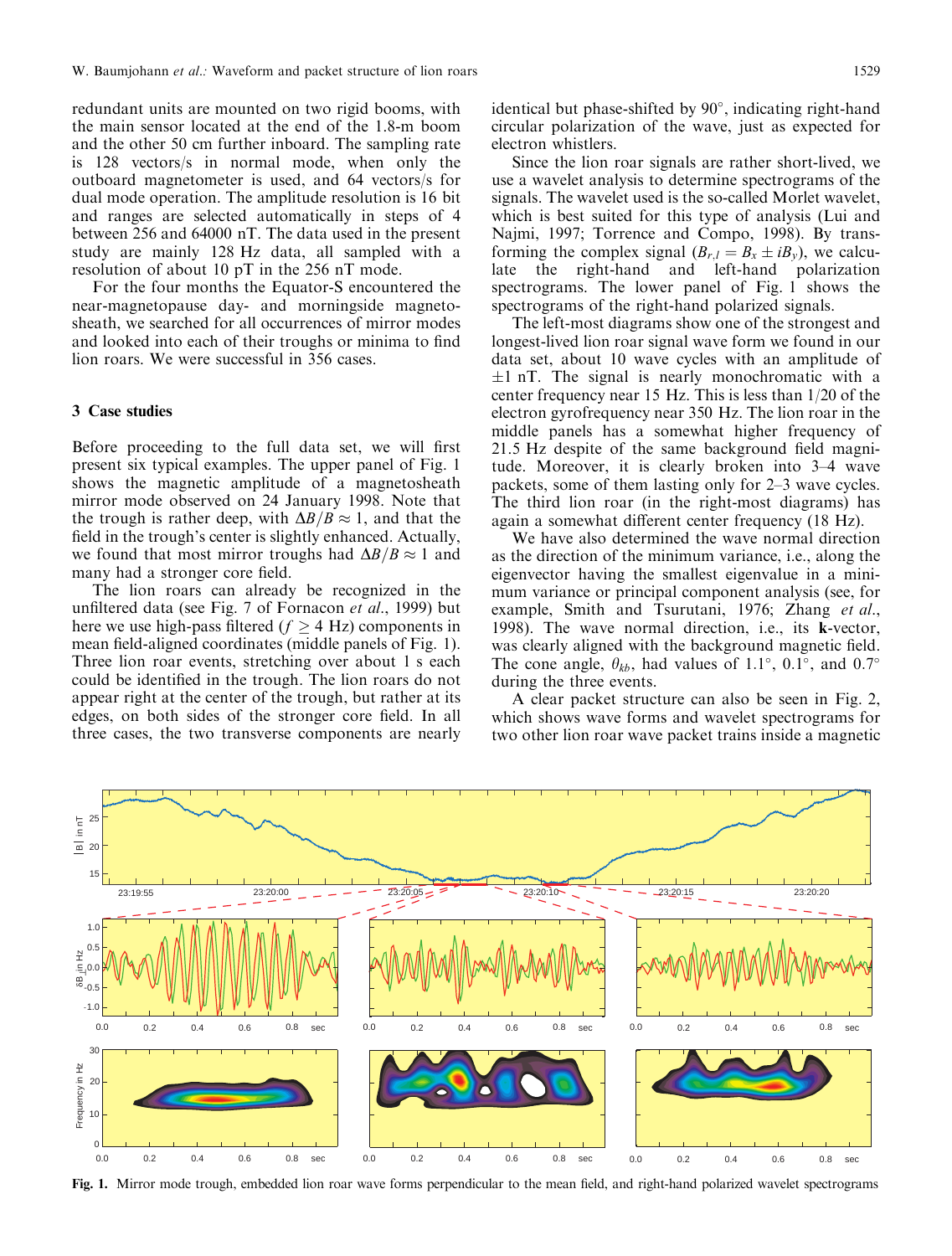redundant units are mounted on two rigid booms, with the main sensor located at the end of the 1.8-m boom and the other 50 cm further inboard. The sampling rate is 128 vectors/s in normal mode, when only the outboard magnetometer is used, and 64 vectors/s for dual mode operation. The amplitude resolution is 16 bit and ranges are selected automatically in steps of 4 between 256 and 64000 nT. The data used in the present study are mainly 128 Hz data, all sampled with a resolution of about 10 pT in the 256 nT mode.

For the four months the Equator-S encountered the near-magnetopause day- and morningside magnetosheath, we searched for all occurrences of mirror modes and looked into each of their troughs or minima to find lion roars. We were successful in 356 cases.

## 3 Case studies

Before proceeding to the full data set, we will first present six typical examples. The upper panel of Fig. 1 shows the magnetic amplitude of a magnetosheath mirror mode observed on 24 January 1998. Note that the trough is rather deep, with $\Delta B/B \approx 1$, and that the field in the trough's center is slightly enhanced. Actually, we found that most mirror troughs had $\Delta B/B \approx 1$ and many had a stronger core field.

The lion roars can already be recognized in the unfiltered data (see Fig. 7 of Fornacon *et al.*, 1999) but here we use high-pass filtered ($f \geq 4$ Hz) components in mean field-aligned coordinates (middle panels of Fig. 1). Three lion roar events, stretching over about 1 s each could be identified in the trough. The lion roars do not appear right at the center of the trough, but rather at its edges, on both sides of the stronger core field. In all three cases, the two transverse components are nearly identical but phase-shifted by 90°, indicating right-hand circular polarization of the wave, just as expected for electron whistlers.

Since the lion roar signals are rather short-lived, we use a wavelet analysis to determine spectrograms of the signals. The wavelet used is the so-called Morlet wavelet, which is best suited for this type of analysis (Lui and Najmi, 1997; Torrence and Compo, 1998). By transforming the complex signal ($B_{r,l} = B_x \pm iB_y$), we calculate the right-hand and left-hand polarization spectrograms. The lower panel of Fig. 1 shows the spectrograms of the right-hand polarized signals.

The left-most diagrams show one of the strongest and longest-lived lion roar signal wave form we found in our data set, about 10 wave cycles with an amplitude of $\pm 1$ nT. The signal is nearly monochromatic with a center frequency near 15 Hz. This is less than 1/20 of the electron gyrofrequency near 350 Hz. The lion roar in the middle panels has a somewhat higher frequency of 21.5 Hz despite of the same background field magnitude. Moreover, it is clearly broken into 3–4 wave packets, some of them lasting only for 2–3 wave cycles. The third lion roar (in the right-most diagrams) has again a somewhat different center frequency (18 Hz).

We have also determined the wave normal direction as the direction of the minimum variance, i.e., along the eigenvector having the smallest eigenvalue in a minimum variance or principal component analysis (see, for example, Smith and Tsurutani, 1976; Zhang *et al.*, 1998). The wave normal direction, i.e., its **k**-vector, was clearly aligned with the background magnetic field. The cone angle, $\theta_{kb}$, had values of 1.1°, 0.1°, and 0.7° during the three events.

A clear packet structure can also be seen in Fig. 2, which shows wave forms and wavelet spectrograms for two other lion roar wave packet trains inside a magnetic

**Fig. 1.** Mirror mode trough, embedded lion roar wave forms perpendicular to the mean field, and right-hand polarized wavelet spectrograms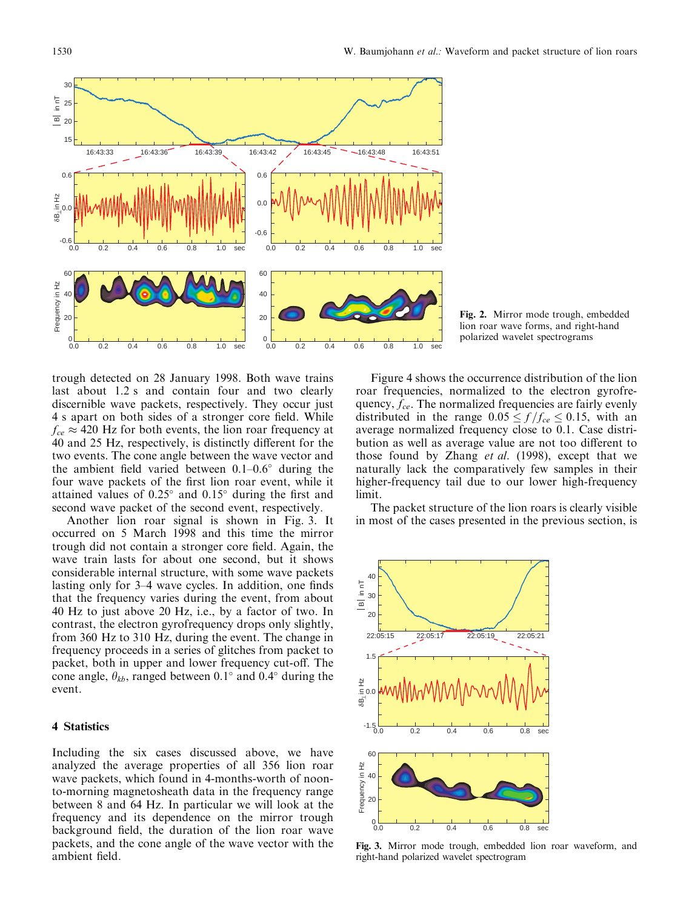Fig. 2. Mirror mode trough, embedded lion roar wave forms, and right-hand polarized wavelet spectrograms

trough detected on 28 January 1998. Both wave trains last about 1.2 s and contain four and two clearly discernible wave packets, respectively. They occur just 4 s apart on both sides of a stronger core field. While $f_{ce} \approx 420$ Hz for both events, the lion roar frequency at 40 and 25 Hz, respectively, is distinctly different for the two events. The cone angle between the wave vector and the ambient field varied between 0.1–0.6° during the four wave packets of the first lion roar event, while it attained values of 0.25° and 0.15° during the first and second wave packet of the second event, respectively.

Another lion roar signal is shown in Fig. 3. It occurred on 5 March 1998 and this time the mirror trough did not contain a stronger core field. Again, the wave train lasts for about one second, but it shows considerable internal structure, with some wave packets lasting only for 3–4 wave cycles. In addition, one finds that the frequency varies during the event, from about 40 Hz to just above 20 Hz, i.e., by a factor of two. In contrast, the electron gyrofrequency drops only slightly, from 360 Hz to 310 Hz, during the event. The change in frequency proceeds in a series of glitches from packet to packet, both in upper and lower frequency cut-off. The cone angle, $\theta_{kb}$, ranged between 0.1° and 0.4° during the event.

## 4 Statistics

Including the six cases discussed above, we have analyzed the average properties of all 356 lion roar wave packets, which found in 4-months-worth of noon-to-morning magnetosheath data in the frequency range between 8 and 64 Hz. In particular we will look at the frequency and its dependence on the mirror trough background field, the duration of the lion roar wave packets, and the cone angle of the wave vector with the ambient field.

Figure 4 shows the occurrence distribution of the lion roar frequencies, normalized to the electron gyrofrequency, $f_{ce}$. The normalized frequencies are fairly evenly distributed in the range $0.05 \leq f/f_{ce} \leq 0.15$, with an average normalized frequency close to 0.1. Case distribution as well as average value are not too different to those found by Zhang *et al.* (1998), except that we naturally lack the comparatively few samples in their higher-frequency tail due to our lower high-frequency limit.

The packet structure of the lion roars is clearly visible in most of the cases presented in the previous section, is

Fig. 3. Mirror mode trough, embedded lion roar waveform, and right-hand polarized wavelet spectrogram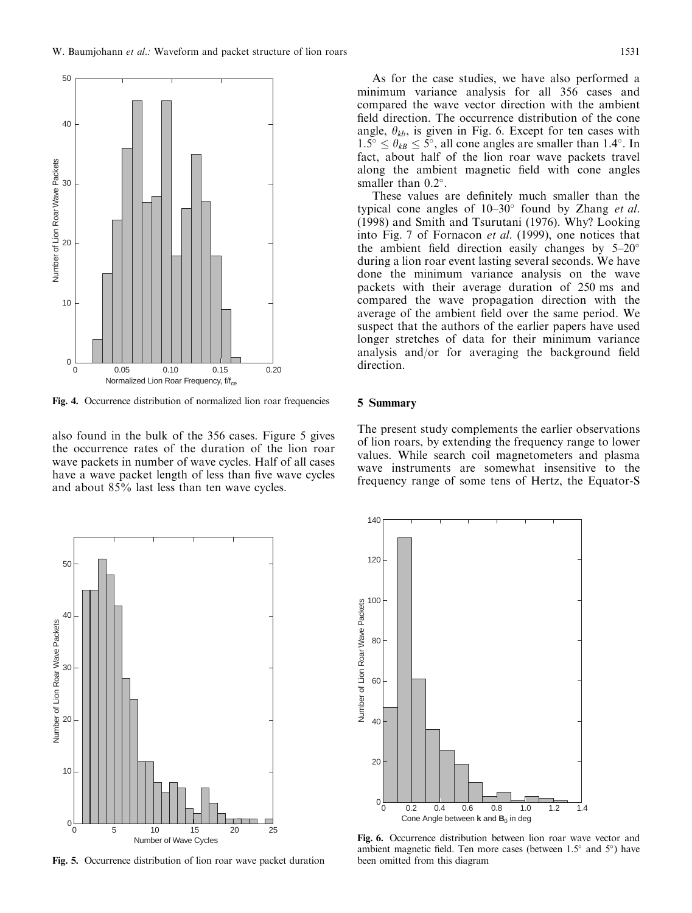Fig. 4. Occurrence distribution of normalized lion roar frequencies

also found in the bulk of the 356 cases. Figure 5 gives the occurrence rates of the duration of the lion roar wave packets in number of wave cycles. Half of all cases have a wave packet length of less than five wave cycles and about 85% last less than ten wave cycles.

Fig. 5. Occurrence distribution of lion roar wave packet duration

As for the case studies, we have also performed a minimum variance analysis for all 356 cases and compared the wave vector direction with the ambient field direction. The occurrence distribution of the cone angle, $\theta_{kb}$, is given in Fig. 6. Except for ten cases with $1.5^\circ \leq \theta_{kB} \leq 5^\circ$, all cone angles are smaller than $1.4^\circ$. In fact, about half of the lion roar wave packets travel along the ambient magnetic field with cone angles smaller than $0.2^\circ$.

These values are definitely much smaller than the typical cone angles of 10–30° found by Zhang *et al.* (1998) and Smith and Tsurutani (1976). Why? Looking into Fig. 7 of Fornacon *et al.* (1999), one notices that the ambient field direction easily changes by 5–20° during a lion roar event lasting several seconds. We have done the minimum variance analysis on the wave packets with their average duration of 250 ms and compared the wave propagation direction with the average of the ambient field over the same period. We suspect that the authors of the earlier papers have used longer stretches of data for their minimum variance analysis and/or for averaging the background field direction.

## 5 Summary

The present study complements the earlier observations of lion roars, by extending the frequency range to lower values. While search coil magnetometers and plasma wave instruments are somewhat insensitive to the frequency range of some tens of Hertz, the Equator-S

Fig. 6. Occurrence distribution between lion roar wave vector and ambient magnetic field. Ten more cases (between 1.5° and 5°) have been omitted from this diagram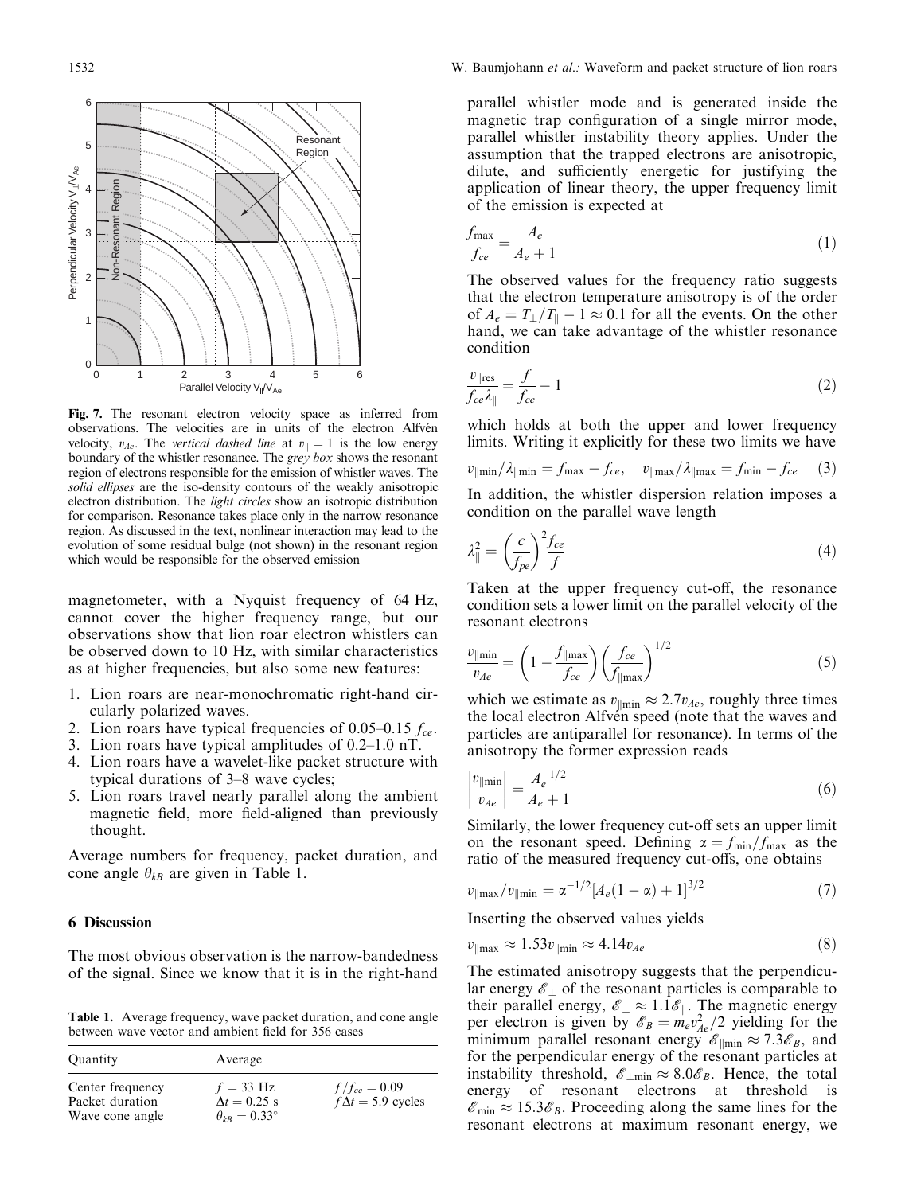Fig. 7. The resonant electron velocity space as inferred from observations. The velocities are in units of the electron Alfvén velocity, $v_{Ae}$. The *vertical dashed line* at $v_{\|} = 1$ is the low energy boundary of the whistler resonance. The *grey box* shows the resonant region of electrons responsible for the emission of whistler waves. The *solid ellipses* are the iso-density contours of the weakly anisotropic electron distribution. The *light circles* show an isotropic distribution for comparison. Resonance takes place only in the narrow resonance region. As discussed in the text, nonlinear interaction may lead to the evolution of some residual bulge (not shown) in the resonant region which would be responsible for the observed emission

magnetometer, with a Nyquist frequency of 64 Hz, cannot cover the higher frequency range, but our observations show that lion roar electron whistlers can be observed down to 10 Hz, with similar characteristics as at higher frequencies, but also some new features:

1. Lion roars are near-monochromatic right-hand circularly polarized waves.
2. Lion roars have typical frequencies of 0.05–0.15 $f_{ce}$.
3. Lion roars have typical amplitudes of 0.2–1.0 nT.
4. Lion roars have a wavelet-like packet structure with typical durations of 3–8 wave cycles;
5. Lion roars travel nearly parallel along the ambient magnetic field, more field-aligned than previously thought.

Average numbers for frequency, packet duration, and cone angle $\theta_{kB}$ are given in Table 1.

## 6 Discussion

The most obvious observation is the narrow-bandedness of the signal. Since we know that it is in the right-hand parallel whistler mode and is generated inside the magnetic trap configuration of a single mirror mode, parallel whistler instability theory applies. Under the assumption that the trapped electrons are anisotropic, dilute, and sufficiently energetic for justifying the application of linear theory, the upper frequency limit of the emission is expected at

$$\frac{f_{\max}}{f_{ce}} = \frac{A_e}{A_e + 1} \tag{1}$$

The observed values for the frequency ratio suggests that the electron temperature anisotropy is of the order of $A_e = T_{\perp}/T_{\|} - 1 \approx 0.1$ for all the events. On the other hand, we can take advantage of the whistler resonance condition

$$\frac{v_{\|\text{res}}}{f_{ce}\lambda_{\|}} = \frac{f}{f_{ce}} - 1 \tag{2}$$

which holds at both the upper and lower frequency limits. Writing it explicitly for these two limits we have

$$v_{\|\min}/\lambda_{\|\min} = f_{\max} - f_{ce}, \quad v_{\|\max}/\lambda_{\|\max} = f_{\min} - f_{ce} \tag{3}$$

In addition, the whistler dispersion relation imposes a condition on the parallel wave length

$$\lambda_{\|}^2 = \left(\frac{c}{f_{pe}}\right)^2 \frac{f_{ce}}{f} \tag{4}$$

Taken at the upper frequency cut-off, the resonance condition sets a lower limit on the parallel velocity of the resonant electrons

$$\frac{v_{\|\min}}{v_{Ae}} = \left(1 - \frac{f_{\|\max}}{f_{ce}}\right)\left(\frac{f_{ce}}{f_{\|\max}}\right)^{1/2} \tag{5}$$

which we estimate as $v_{\|\min} \approx 2.7 v_{Ae}$, roughly three times the local electron Alfvén speed (note that the waves and particles are antiparallel for resonance). In terms of the anisotropy the former expression reads

$$\left|\frac{v_{\|\min}}{v_{Ae}}\right| = \frac{A_e^{-1/2}}{A_e + 1} \tag{6}$$

Similarly, the lower frequency cut-off sets an upper limit on the resonant speed. Defining $\alpha = f_{\min}/f_{\max}$ as the ratio of the measured frequency cut-offs, one obtains

$$v_{\|\max}/v_{\|\min} = \alpha^{-1/2}[A_e(1-\alpha) + 1]^{3/2} \tag{7}$$

Inserting the observed values yields

$$v_{\|\max} \approx 1.53 v_{\|\min} \approx 4.14 v_{Ae} \tag{8}$$

The estimated anisotropy suggests that the perpendicular energy $\mathcal{E}_{\perp}$ of the resonant particles is comparable to their parallel energy, $\mathcal{E}_{\perp} \approx 1.1\mathcal{E}_{\|}$. The magnetic energy per electron is given by $\mathcal{E}_B = m_e v_{Ae}^2/2$ yielding for the minimum parallel resonant energy $\mathcal{E}_{\|\min} \approx 7.3\mathcal{E}_B$, and for the perpendicular energy of the resonant particles at instability threshold, $\mathcal{E}_{\perp\min} \approx 8.0\mathcal{E}_B$. Hence, the total energy of resonant electrons at threshold is $\mathcal{E}_{\min} \approx 15.3\mathcal{E}_B$. Proceeding along the same lines for the resonant electrons at maximum resonant energy, we

**Table 1.** Average frequency, wave packet duration, and cone angle between wave vector and ambient field for 356 cases

| Quantity | Average | |
|---|---|---|
| Center frequency | $f = 33$ Hz | $f/f_{ce} = 0.09$ |
| Packet duration | $\Delta t = 0.25$ s | $f\Delta t = 5.9$ cycles |
| Wave cone angle | $\theta_{kB} = 0.33^{\circ}$ | |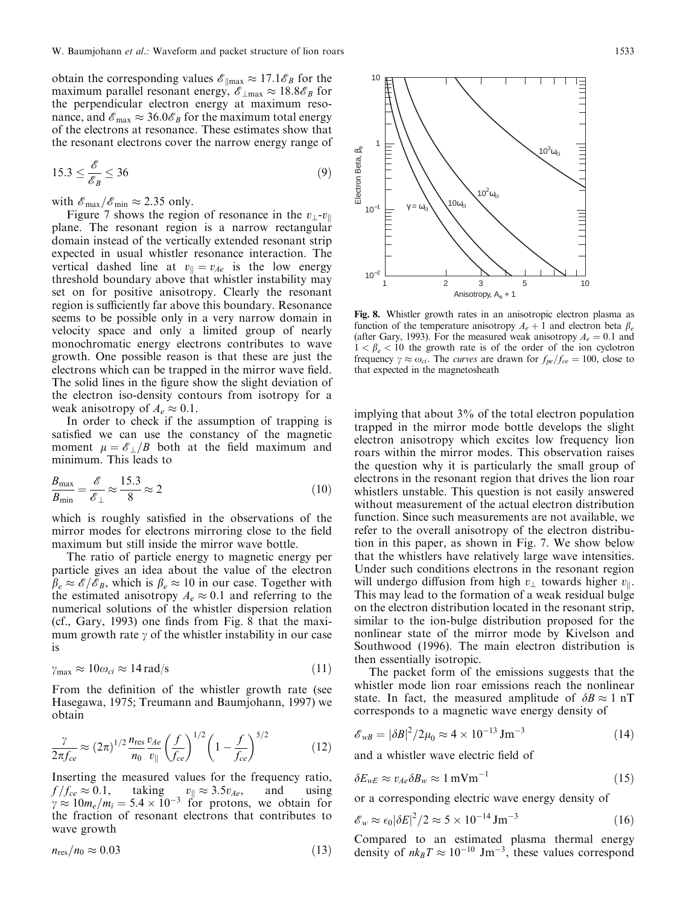obtain the corresponding values $\mathscr{E}_{\|\max} \approx 17.1\mathscr{E}_B$ for the maximum parallel resonant energy, $\mathscr{E}_{\perp\max} \approx 18.8\mathscr{E}_B$ for the perpendicular electron energy at maximum resonance, and $\mathscr{E}_{\max} \approx 36.0\mathscr{E}_B$ for the maximum total energy of the electrons at resonance. These estimates show that the resonant electrons cover the narrow energy range of

$$15.3 \leq \frac{\mathscr{E}}{\mathscr{E}_B} \leq 36 \tag{9}$$

with $\mathscr{E}_{\max}/\mathscr{E}_{\min} \approx 2.35$ only.

Figure 7 shows the region of resonance in the $v_\perp$-$v_\|$ plane. The resonant region is a narrow rectangular domain instead of the vertically extended resonant strip expected in usual whistler resonance interaction. The vertical dashed line at $v_\| = v_{Ae}$ is the low energy threshold boundary above that whistler instability may set on for positive anisotropy. Clearly the resonant region is sufficiently far above this boundary. Resonance seems to be possible only in a very narrow domain in velocity space and only a limited group of nearly monochromatic energy electrons contributes to wave growth. One possible reason is that these are just the electrons which can be trapped in the mirror wave field. The solid lines in the figure show the slight deviation of the electron iso-density contours from isotropy for a weak anisotropy of $A_e \approx 0.1$.

In order to check if the assumption of trapping is satisfied we can use the constancy of the magnetic moment $\mu = \mathscr{E}_\perp/B$ both at the field maximum and minimum. This leads to

$$\frac{B_{\max}}{B_{\min}} = \frac{\mathscr{E}}{\mathscr{E}_\perp} \approx \frac{15.3}{8} \approx 2 \tag{10}$$

which is roughly satisfied in the observations of the mirror modes for electrons mirroring close to the field maximum but still inside the mirror wave bottle.

The ratio of particle energy to magnetic energy per particle gives an idea about the value of the electron $\beta_e \approx \mathscr{E}/\mathscr{E}_B$, which is $\beta_e \approx 10$ in our case. Together with the estimated anisotropy $A_e \approx 0.1$ and referring to the numerical solutions of the whistler dispersion relation (cf., Gary, 1993) one finds from Fig. 8 that the maximum growth rate $\gamma$ of the whistler instability in our case is

$$\gamma_{\max} \approx 10\omega_{ci} \approx 14\,\text{rad/s} \tag{11}$$

From the definition of the whistler growth rate (see Hasegawa, 1975; Treumann and Baumjohann, 1997) we obtain

$$\frac{\gamma}{2\pi f_{ce}} \approx (2\pi)^{1/2} \frac{n_{\text{res}}}{n_0} \frac{v_{Ae}}{v_\|} \left(\frac{f}{f_{ce}}\right)^{1/2} \left(1 - \frac{f}{f_{ce}}\right)^{5/2} \tag{12}$$

Inserting the measured values for the frequency ratio, $f/f_{ce} \approx 0.1$, taking $v_\| \approx 3.5 v_{Ae}$, and using $\gamma \approx 10 m_e/m_i = 5.4 \times 10^{-3}$ for protons, we obtain for the fraction of resonant electrons that contributes to wave growth

$$n_{\text{res}}/n_0 \approx 0.03 \tag{13}$$

**Fig. 8.** Whistler growth rates in an anisotropic electron plasma as function of the temperature anisotropy $A_e + 1$ and electron beta $\beta_e$ (after Gary, 1993). For the measured weak anisotropy $A_e = 0.1$ and $1 < \beta_e < 10$ the growth rate is of the order of the ion cyclotron frequency $\gamma \approx \omega_{ci}$. The *curves* are drawn for $f_{pe}/f_{ce} = 100$, close to that expected in the magnetosheath

implying that about 3% of the total electron population trapped in the mirror mode bottle develops the slight electron anisotropy which excites low frequency lion roars within the mirror modes. This observation raises the question why it is particularly the small group of electrons in the resonant region that drives the lion roar whistlers unstable. This question is not easily answered without measurement of the actual electron distribution function. Since such measurements are not available, we refer to the overall anisotropy of the electron distribution in this paper, as shown in Fig. 7. We show below that the whistlers have relatively large wave intensities. Under such conditions electrons in the resonant region will undergo diffusion from high $v_\perp$ towards higher $v_\|$. This may lead to the formation of a weak residual bulge on the electron distribution located in the resonant strip, similar to the ion-bulge distribution proposed for the nonlinear state of the mirror mode by Kivelson and Southwood (1996). The main electron distribution is then essentially isotropic.

The packet form of the emissions suggests that the whistler mode lion roar emissions reach the nonlinear state. In fact, the measured amplitude of $\delta B \approx 1$ nT corresponds to a magnetic wave energy density of

$$\mathscr{E}_{wB} = |\delta B|^2/2\mu_0 \approx 4 \times 10^{-13}\,\text{Jm}^{-3} \tag{14}$$

and a whistler wave electric field of

$$\delta E_{wE} \approx v_{Ae}\delta B_w \approx 1\,\text{mVm}^{-1} \tag{15}$$

or a corresponding electric wave energy density of

$$\mathscr{E}_w \approx \epsilon_0|\delta E|^2/2 \approx 5 \times 10^{-14}\,\text{Jm}^{-3} \tag{16}$$

Compared to an estimated plasma thermal energy density of $nk_BT \approx 10^{-10}$ $\text{Jm}^{-3}$, these values correspond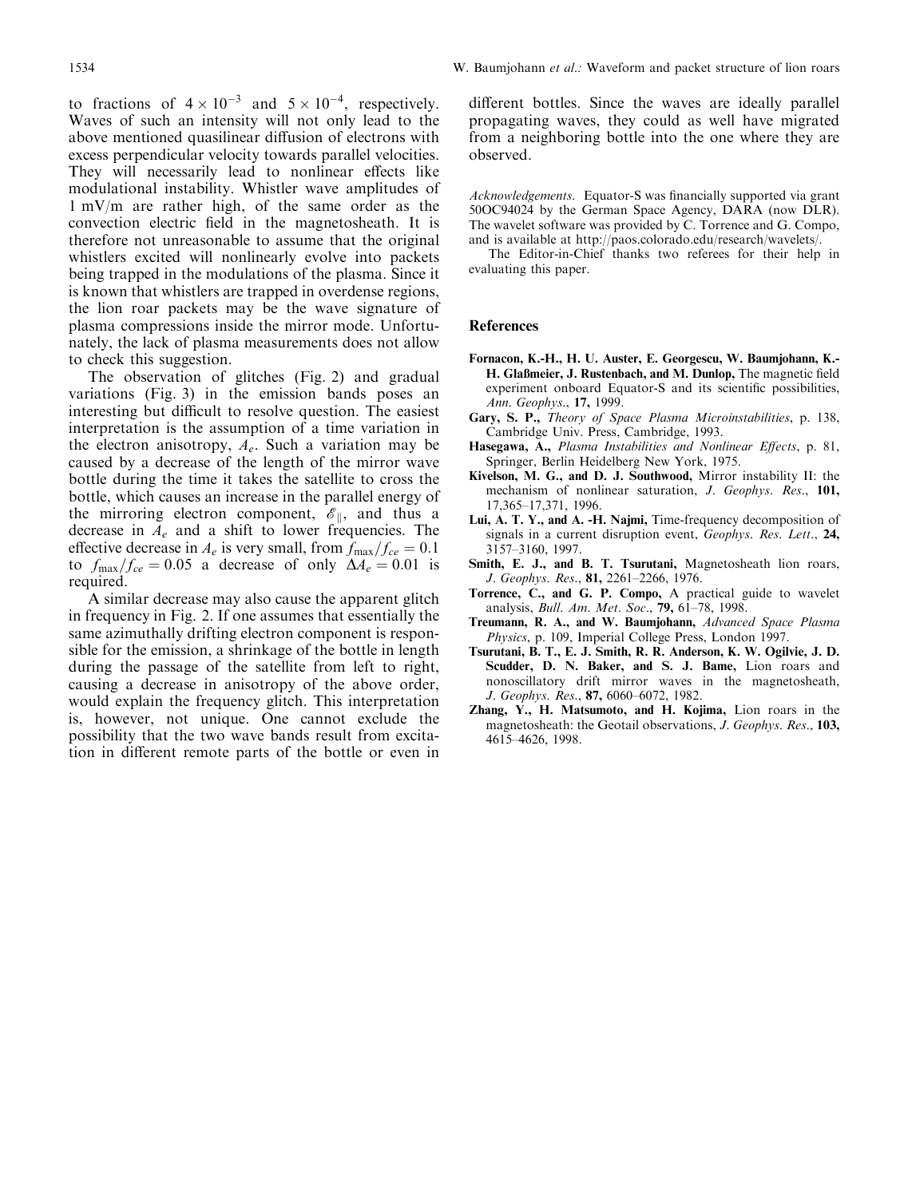to fractions of $4 \times 10^{-3}$ and $5 \times 10^{-4}$, respectively. Waves of such an intensity will not only lead to the above mentioned quasilinear diffusion of electrons with excess perpendicular velocity towards parallel velocities. They will necessarily lead to nonlinear effects like modulational instability. Whistler wave amplitudes of 1 mV/m are rather high, of the same order as the convection electric field in the magnetosheath. It is therefore not unreasonable to assume that the original whistlers excited will nonlinearly evolve into packets being trapped in the modulations of the plasma. Since it is known that whistlers are trapped in overdense regions, the lion roar packets may be the wave signature of plasma compressions inside the mirror mode. Unfortunately, the lack of plasma measurements does not allow to check this suggestion.

The observation of glitches (Fig. 2) and gradual variations (Fig. 3) in the emission bands poses an interesting but difficult to resolve question. The easiest interpretation is the assumption of a time variation in the electron anisotropy, $A_e$. Such a variation may be caused by a decrease of the length of the mirror wave bottle during the time it takes the satellite to cross the bottle, which causes an increase in the parallel energy of the mirroring electron component, $\mathscr{E}_{\|}$, and thus a decrease in $A_e$ and a shift to lower frequencies. The effective decrease in $A_e$ is very small, from $f_{\max}/f_{ce} = 0.1$ to $f_{\max}/f_{ce} = 0.05$ a decrease of only $\Delta A_e = 0.01$ is required.

A similar decrease may also cause the apparent glitch in frequency in Fig. 2. If one assumes that essentially the same azimuthally drifting electron component is responsible for the emission, a shrinkage of the bottle in length during the passage of the satellite from left to right, causing a decrease in anisotropy of the above order, would explain the frequency glitch. This interpretation is, however, not unique. One cannot exclude the possibility that the two wave bands result from excitation in different remote parts of the bottle or even in different bottles. Since the waves are ideally parallel propagating waves, they could as well have migrated from a neighboring bottle into the one where they are observed.

*Acknowledgements.* Equator-S was financially supported via grant 50OC94024 by the German Space Agency, DARA (now DLR). The wavelet software was provided by C. Torrence and G. Compo, and is available at http://paos.colorado.edu/research/wavelets/.

The Editor-in-Chief thanks two referees for their help in evaluating this paper.

## References

**Fornacon, K.-H., H. U. Auster, E. Georgescu, W. Baumjohann, K.-H. Glaßmeier, J. Rustenbach, and M. Dunlop,** The magnetic field experiment onboard Equator-S and its scientific possibilities, *Ann. Geophys*., **17,** 1999.

**Gary, S. P.,** *Theory of Space Plasma Microinstabilities*, p. 138, Cambridge Univ. Press, Cambridge, 1993.

**Hasegawa, A.,** *Plasma Instabilities and Nonlinear Effects*, p. 81, Springer, Berlin Heidelberg New York, 1975.

**Kivelson, M. G., and D. J. Southwood,** Mirror instability II: the mechanism of nonlinear saturation, *J. Geophys. Res*., **101,** 17,365–17,371, 1996.

**Lui, A. T. Y., and A. -H. Najmi,** Time-frequency decomposition of signals in a current disruption event, *Geophys. Res. Lett*., **24,** 3157–3160, 1997.

**Smith, E. J., and B. T. Tsurutani,** Magnetosheath lion roars, *J. Geophys. Res*., **81,** 2261–2266, 1976.

**Torrence, C., and G. P. Compo,** A practical guide to wavelet analysis, *Bull. Am. Met. Soc*., **79,** 61–78, 1998.

**Treumann, R. A., and W. Baumjohann,** *Advanced Space Plasma Physics*, p. 109, Imperial College Press, London 1997.

**Tsurutani, B. T., E. J. Smith, R. R. Anderson, K. W. Ogilvie, J. D. Scudder, D. N. Baker, and S. J. Bame,** Lion roars and nonoscillatory drift mirror waves in the magnetosheath, *J. Geophys. Res*., **87,** 6060–6072, 1982.

**Zhang, Y., H. Matsumoto, and H. Kojima,** Lion roars in the magnetosheath: the Geotail observations, *J. Geophys. Res*., **103,** 4615–4626, 1998.